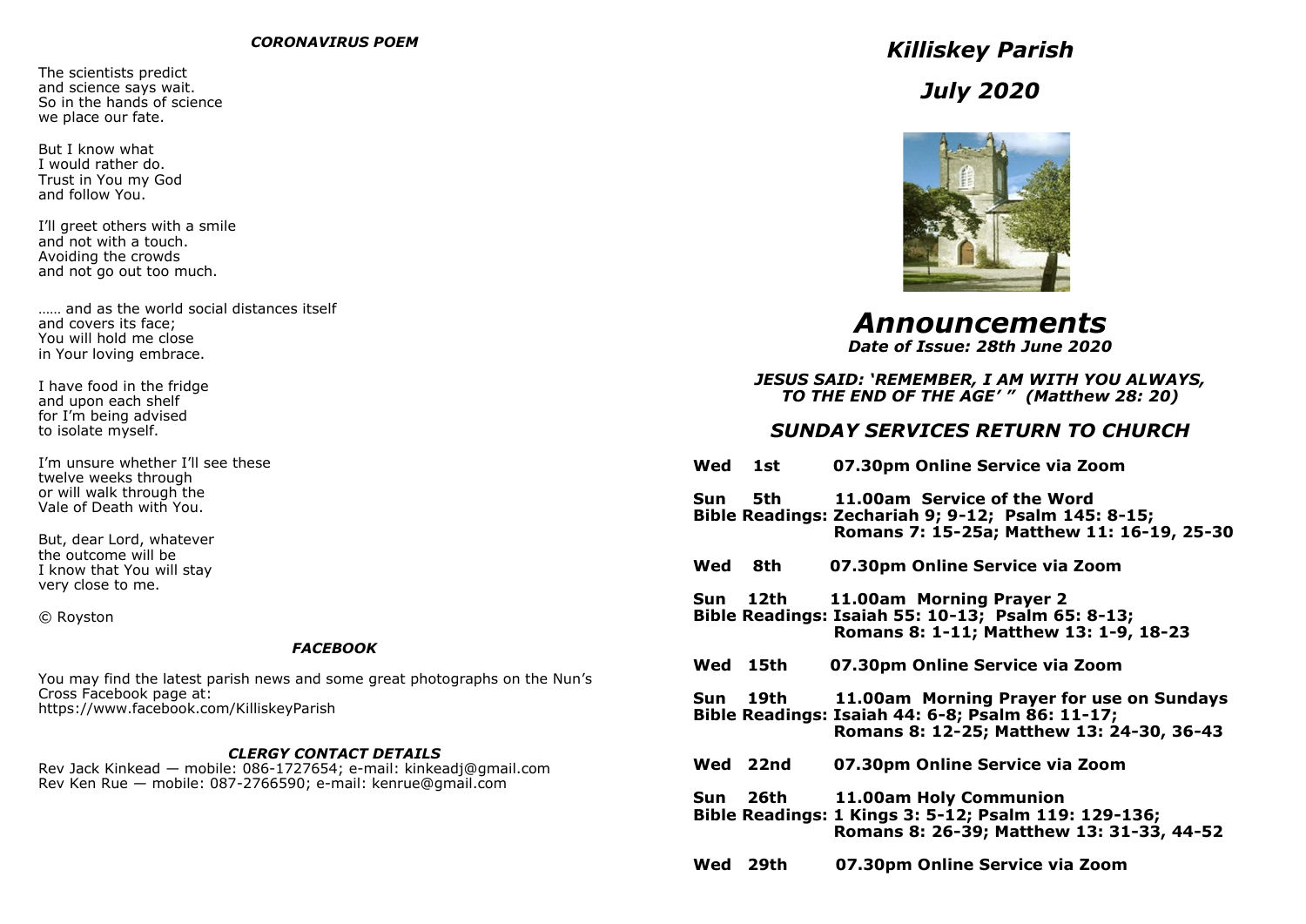### *CORONAVIRUS POEM*

The scientists predict
and science says wait.
So in the hands of science
we place our fate.

But I know what
I would rather do.
Trust in You my God
and follow You.

I'll greet others with a smile
and not with a touch.
Avoiding the crowds
and not go out too much.

…… and as the world social distances itself
and covers its face;
You will hold me close
in Your loving embrace.

I have food in the fridge
and upon each shelf
for I'm being advised
to isolate myself.

I'm unsure whether I'll see these
twelve weeks through
or will walk through the
Vale of Death with You.

But, dear Lord, whatever
the outcome will be
I know that You will stay
very close to me.

© Royston

### *FACEBOOK*

You may find the latest parish news and some great photographs on the Nun's Cross Facebook page at:
https://www.facebook.com/KilliskeyParish

### *CLERGY CONTACT DETAILS*

Rev Jack Kinkead — mobile: 086-1727654; e-mail: kinkeadj@gmail.com
Rev Ken Rue — mobile: 087-2766590; e-mail: kenrue@gmail.com

# *Killiskey Parish*

# *July 2020*

# *Announcements*

***Date of Issue: 28th June 2020***

***JESUS SAID: 'REMEMBER, I AM WITH YOU ALWAYS, TO THE END OF THE AGE' " (Matthew 28: 20)***

## *SUNDAY SERVICES RETURN TO CHURCH*

**Wed 1st** **07.30pm Online Service via Zoom**

**Sun 5th** **11.00am Service of the Word**
**Bible Readings: Zechariah 9; 9-12; Psalm 145: 8-15; Romans 7: 15-25a; Matthew 11: 16-19, 25-30**

**Wed 8th** **07.30pm Online Service via Zoom**

**Sun 12th** **11.00am Morning Prayer 2**
**Bible Readings: Isaiah 55: 10-13; Psalm 65: 8-13; Romans 8: 1-11; Matthew 13: 1-9, 18-23**

**Wed 15th** **07.30pm Online Service via Zoom**

**Sun 19th** **11.00am Morning Prayer for use on Sundays**
**Bible Readings: Isaiah 44: 6-8; Psalm 86: 11-17; Romans 8: 12-25; Matthew 13: 24-30, 36-43**

**Wed 22nd** **07.30pm Online Service via Zoom**

**Sun 26th** **11.00am Holy Communion**
**Bible Readings: 1 Kings 3: 5-12; Psalm 119: 129-136; Romans 8: 26-39; Matthew 13: 31-33, 44-52**

**Wed 29th** **07.30pm Online Service via Zoom**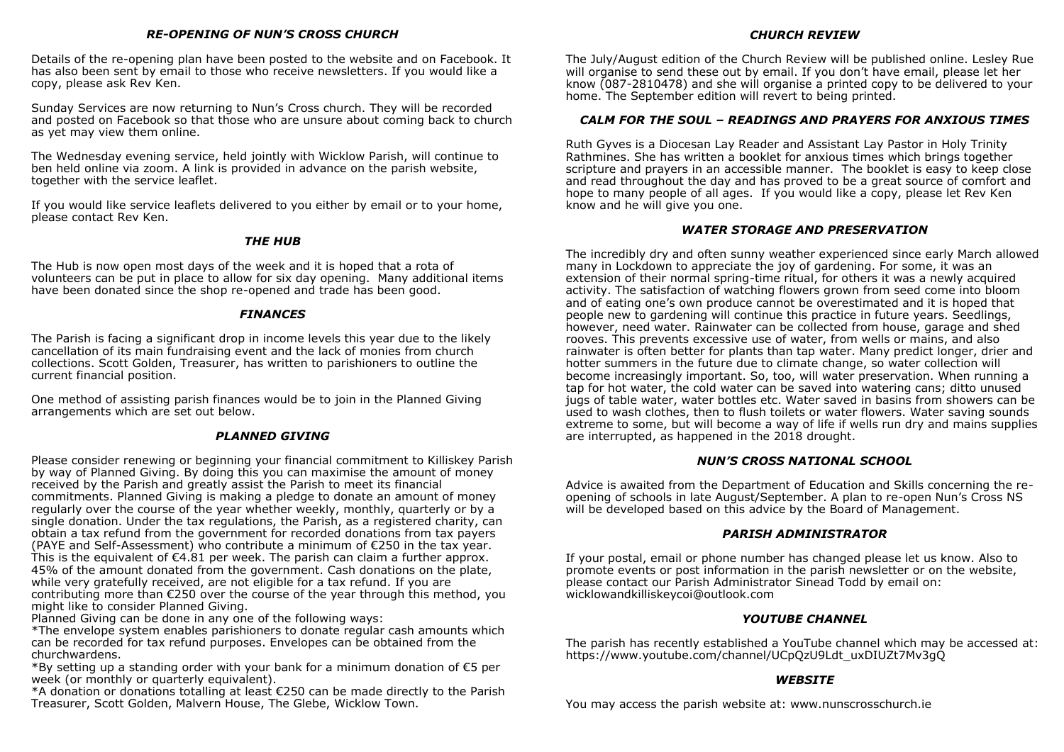## *RE-OPENING OF NUN'S CROSS CHURCH*

Details of the re-opening plan have been posted to the website and on Facebook. It has also been sent by email to those who receive newsletters. If you would like a copy, please ask Rev Ken.

Sunday Services are now returning to Nun's Cross church. They will be recorded and posted on Facebook so that those who are unsure about coming back to church as yet may view them online.

The Wednesday evening service, held jointly with Wicklow Parish, will continue to ben held online via zoom. A link is provided in advance on the parish website, together with the service leaflet.

If you would like service leaflets delivered to you either by email or to your home, please contact Rev Ken.

## *THE HUB*

The Hub is now open most days of the week and it is hoped that a rota of volunteers can be put in place to allow for six day opening. Many additional items have been donated since the shop re-opened and trade has been good.

## *FINANCES*

The Parish is facing a significant drop in income levels this year due to the likely cancellation of its main fundraising event and the lack of monies from church collections. Scott Golden, Treasurer, has written to parishioners to outline the current financial position.

One method of assisting parish finances would be to join in the Planned Giving arrangements which are set out below.

## *PLANNED GIVING*

Please consider renewing or beginning your financial commitment to Killiskey Parish by way of Planned Giving. By doing this you can maximise the amount of money received by the Parish and greatly assist the Parish to meet its financial commitments. Planned Giving is making a pledge to donate an amount of money regularly over the course of the year whether weekly, monthly, quarterly or by a single donation. Under the tax regulations, the Parish, as a registered charity, can obtain a tax refund from the government for recorded donations from tax payers (PAYE and Self-Assessment) who contribute a minimum of €250 in the tax year. This is the equivalent of €4.81 per week. The parish can claim a further approx. 45% of the amount donated from the government. Cash donations on the plate, while very gratefully received, are not eligible for a tax refund. If you are contributing more than €250 over the course of the year through this method, you might like to consider Planned Giving.

Planned Giving can be done in any one of the following ways:

*The envelope system enables parishioners to donate regular cash amounts which can be recorded for tax refund purposes. Envelopes can be obtained from the churchwardens.

*By setting up a standing order with your bank for a minimum donation of €5 per week (or monthly or quarterly equivalent).

*A donation or donations totalling at least €250 can be made directly to the Parish Treasurer, Scott Golden, Malvern House, The Glebe, Wicklow Town.

## *CHURCH REVIEW*

The July/August edition of the Church Review will be published online. Lesley Rue will organise to send these out by email. If you don't have email, please let her know (087-2810478) and she will organise a printed copy to be delivered to your home. The September edition will revert to being printed.

## *CALM FOR THE SOUL – READINGS AND PRAYERS FOR ANXIOUS TIMES*

Ruth Gyves is a Diocesan Lay Reader and Assistant Lay Pastor in Holy Trinity Rathmines. She has written a booklet for anxious times which brings together scripture and prayers in an accessible manner. The booklet is easy to keep close and read throughout the day and has proved to be a great source of comfort and hope to many people of all ages. If you would like a copy, please let Rev Ken know and he will give you one.

## *WATER STORAGE AND PRESERVATION*

The incredibly dry and often sunny weather experienced since early March allowed many in Lockdown to appreciate the joy of gardening. For some, it was an extension of their normal spring-time ritual, for others it was a newly acquired activity. The satisfaction of watching flowers grown from seed come into bloom and of eating one's own produce cannot be overestimated and it is hoped that people new to gardening will continue this practice in future years. Seedlings, however, need water. Rainwater can be collected from house, garage and shed rooves. This prevents excessive use of water, from wells or mains, and also rainwater is often better for plants than tap water. Many predict longer, drier and hotter summers in the future due to climate change, so water collection will become increasingly important. So, too, will water preservation. When running a tap for hot water, the cold water can be saved into watering cans; ditto unused jugs of table water, water bottles etc. Water saved in basins from showers can be used to wash clothes, then to flush toilets or water flowers. Water saving sounds extreme to some, but will become a way of life if wells run dry and mains supplies are interrupted, as happened in the 2018 drought.

## *NUN'S CROSS NATIONAL SCHOOL*

Advice is awaited from the Department of Education and Skills concerning the re-opening of schools in late August/September. A plan to re-open Nun's Cross NS will be developed based on this advice by the Board of Management.

## *PARISH ADMINISTRATOR*

If your postal, email or phone number has changed please let us know. Also to promote events or post information in the parish newsletter or on the website, please contact our Parish Administrator Sinead Todd by email on: wicklowandkilliskeycoi@outlook.com

## *YOUTUBE CHANNEL*

The parish has recently established a YouTube channel which may be accessed at: https://www.youtube.com/channel/UCpQzU9Ldt_uxDIUZt7Mv3gQ

## *WEBSITE*

You may access the parish website at: www.nunscrosschurch.ie